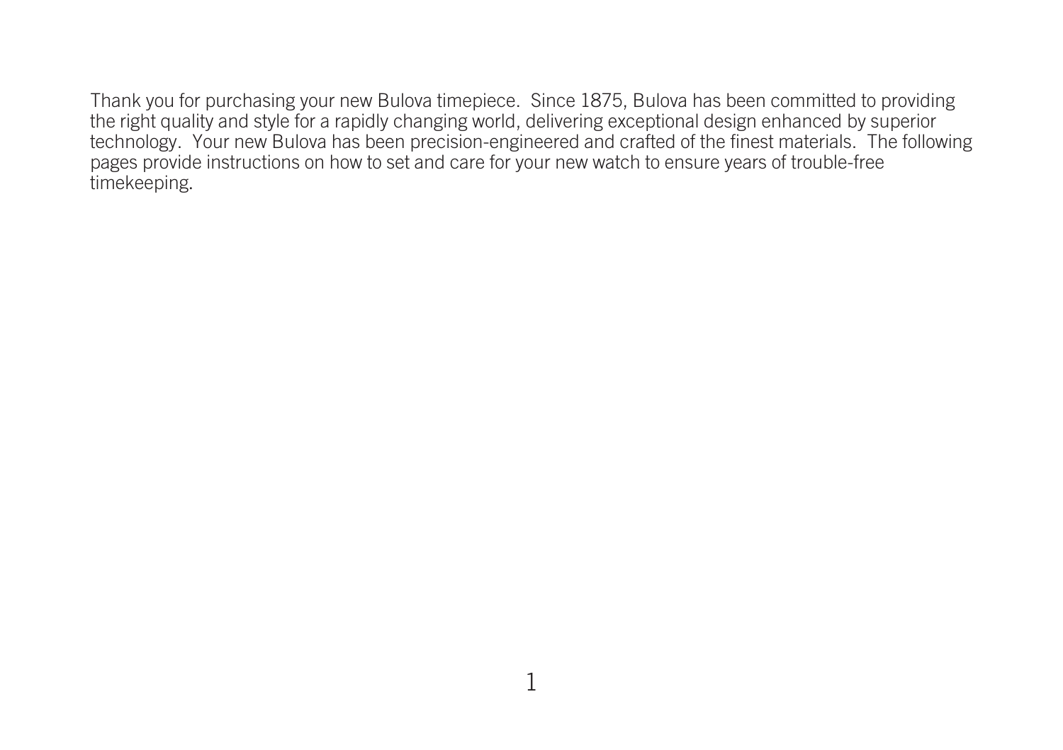Thank you for purchasing your new Bulova timepiece. Since 1875, Bulova has been committed to providing the right quality and style for a rapidly changing world, delivering exceptional design enhanced by superior technology. Your new Bulova has been precision-engineered and crafted of the finest materials. The following pages provide instructions on how to set and care for your new watch to ensure years of trouble-free timekeeping.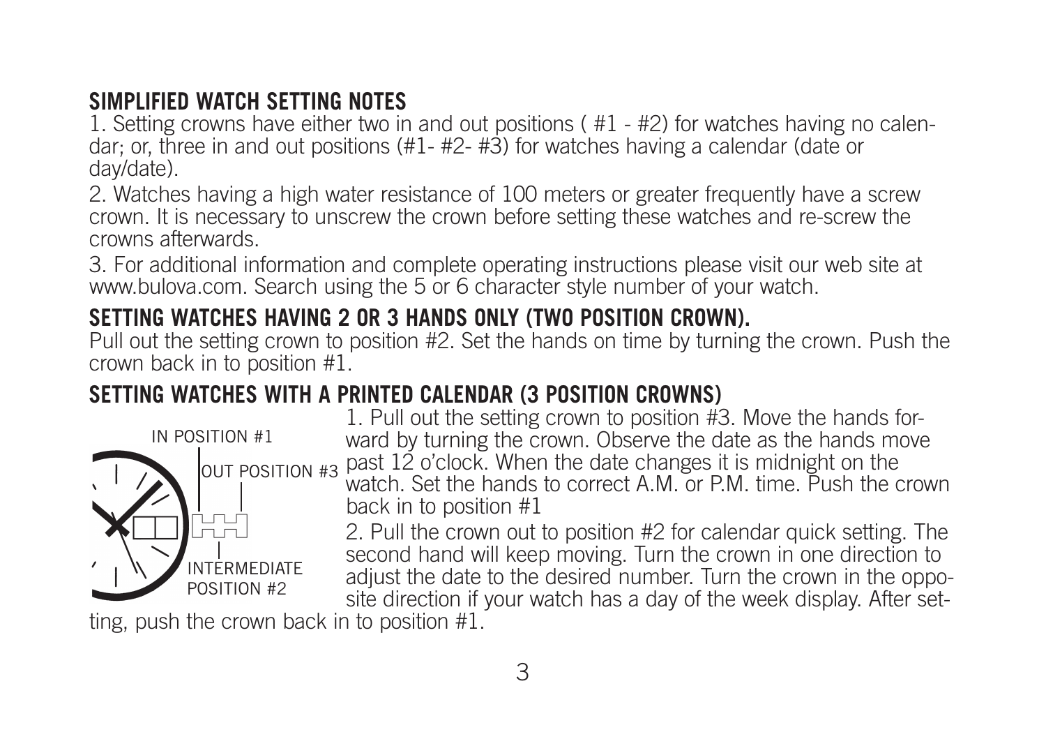## SIMPLIFIED WATCH SETTING NOTES

1. Setting crowns have either two in and out positions ( #1 - #2) for watches having no calendar; or, three in and out positions (#1- #2- #3) for watches having a calendar (date or day/date).
2. Watches having a high water resistance of 100 meters or greater frequently have a screw crown. It is necessary to unscrew the crown before setting these watches and re-screw the crowns afterwards.
3. For additional information and complete operating instructions please visit our web site at www.bulova.com. Search using the 5 or 6 character style number of your watch.

## SETTING WATCHES HAVING 2 OR 3 HANDS ONLY (TWO POSITION CROWN).

Pull out the setting crown to position #2. Set the hands on time by turning the crown. Push the crown back in to position #1.

## SETTING WATCHES WITH A PRINTED CALENDAR (3 POSITION CROWNS)

IN POSITION #1

OUT POSITION #3

INTERMEDIATE POSITION #2

1. Pull out the setting crown to position #3. Move the hands forward by turning the crown. Observe the date as the hands move past 12 o'clock. When the date changes it is midnight on the watch. Set the hands to correct A.M. or P.M. time. Push the crown back in to position #1
2. Pull the crown out to position #2 for calendar quick setting. The second hand will keep moving. Turn the crown in one direction to adjust the date to the desired number. Turn the crown in the opposite direction if your watch has a day of the week display. After setting, push the crown back in to position #1.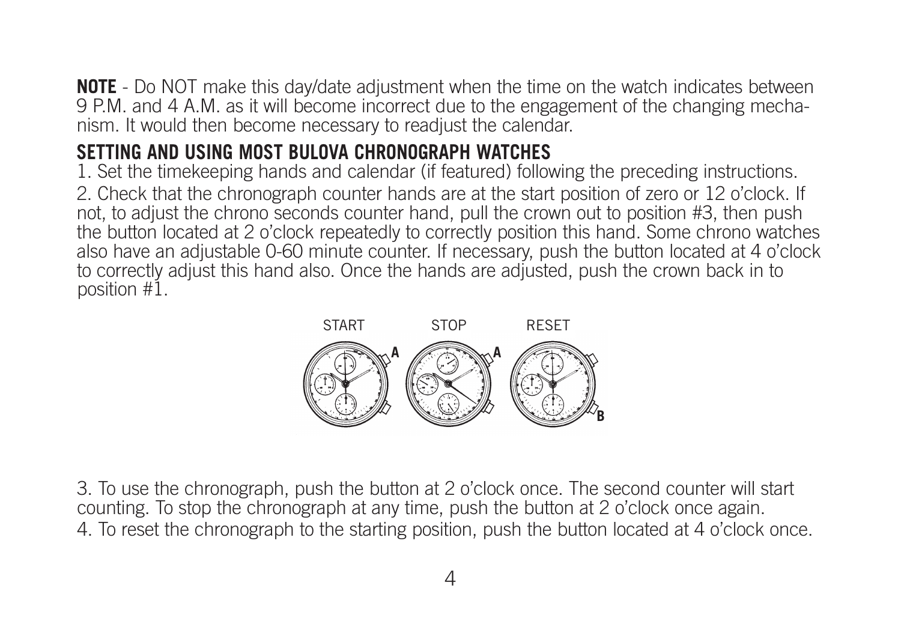**NOTE** - Do NOT make this day/date adjustment when the time on the watch indicates between 9 P.M. and 4 A.M. as it will become incorrect due to the engagement of the changing mechanism. It would then become necessary to readjust the calendar.

## SETTING AND USING MOST BULOVA CHRONOGRAPH WATCHES

1. Set the timekeeping hands and calendar (if featured) following the preceding instructions.
2. Check that the chronograph counter hands are at the start position of zero or 12 o'clock. If not, to adjust the chrono seconds counter hand, pull the crown out to position #3, then push the button located at 2 o'clock repeatedly to correctly position this hand. Some chrono watches also have an adjustable 0-60 minute counter. If necessary, push the button located at 4 o'clock to correctly adjust this hand also. Once the hands are adjusted, push the crown back in to position #1.

START STOP RESET

3. To use the chronograph, push the button at 2 o'clock once. The second counter will start counting. To stop the chronograph at any time, push the button at 2 o'clock once again.
4. To reset the chronograph to the starting position, push the button located at 4 o'clock once.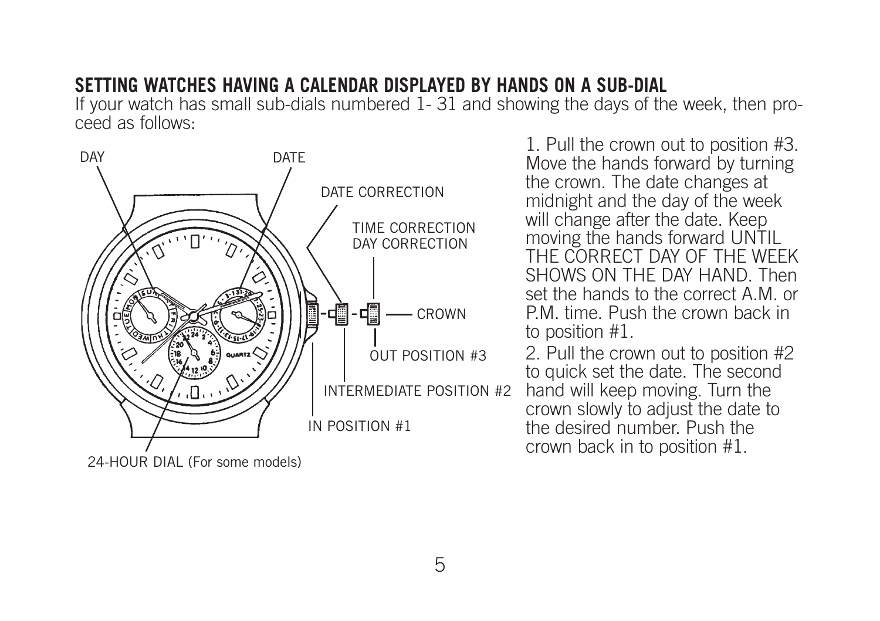## SETTING WATCHES HAVING A CALENDAR DISPLAYED BY HANDS ON A SUB-DIAL

If your watch has small sub-dials numbered 1- 31 and showing the days of the week, then proceed as follows:

DAY

DATE

DATE CORRECTION

TIME CORRECTION
DAY CORRECTION

CROWN

OUT POSITION #3

INTERMEDIATE POSITION #2

IN POSITION #1

24-HOUR DIAL (For some models)

1. Pull the crown out to position #3. Move the hands forward by turning the crown. The date changes at midnight and the day of the week will change after the date. Keep moving the hands forward UNTIL THE CORRECT DAY OF THE WEEK SHOWS ON THE DAY HAND. Then set the hands to the correct A.M. or P.M. time. Push the crown back in to position #1.

2. Pull the crown out to position #2 to quick set the date. The second hand will keep moving. Turn the crown slowly to adjust the date to the desired number. Push the crown back in to position #1.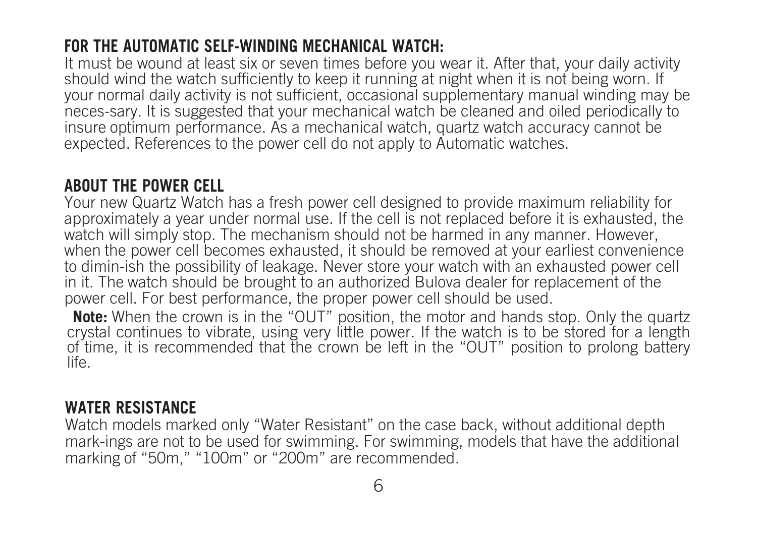## FOR THE AUTOMATIC SELF-WINDING MECHANICAL WATCH:

It must be wound at least six or seven times before you wear it. After that, your daily activity should wind the watch sufficiently to keep it running at night when it is not being worn. If your normal daily activity is not sufficient, occasional supplementary manual winding may be neces-sary. It is suggested that your mechanical watch be cleaned and oiled periodically to insure optimum performance. As a mechanical watch, quartz watch accuracy cannot be expected. References to the power cell do not apply to Automatic watches.

## ABOUT THE POWER CELL

Your new Quartz Watch has a fresh power cell designed to provide maximum reliability for approximately a year under normal use. If the cell is not replaced before it is exhausted, the watch will simply stop. The mechanism should not be harmed in any manner. However, when the power cell becomes exhausted, it should be removed at your earliest convenience to dimin-ish the possibility of leakage. Never store your watch with an exhausted power cell in it. The watch should be brought to an authorized Bulova dealer for replacement of the power cell. For best performance, the proper power cell should be used.

**Note:** When the crown is in the "OUT" position, the motor and hands stop. Only the quartz crystal continues to vibrate, using very little power. If the watch is to be stored for a length of time, it is recommended that the crown be left in the "OUT" position to prolong battery life.

## WATER RESISTANCE

Watch models marked only "Water Resistant" on the case back, without additional depth mark-ings are not to be used for swimming. For swimming, models that have the additional marking of "50m," "100m" or "200m" are recommended.